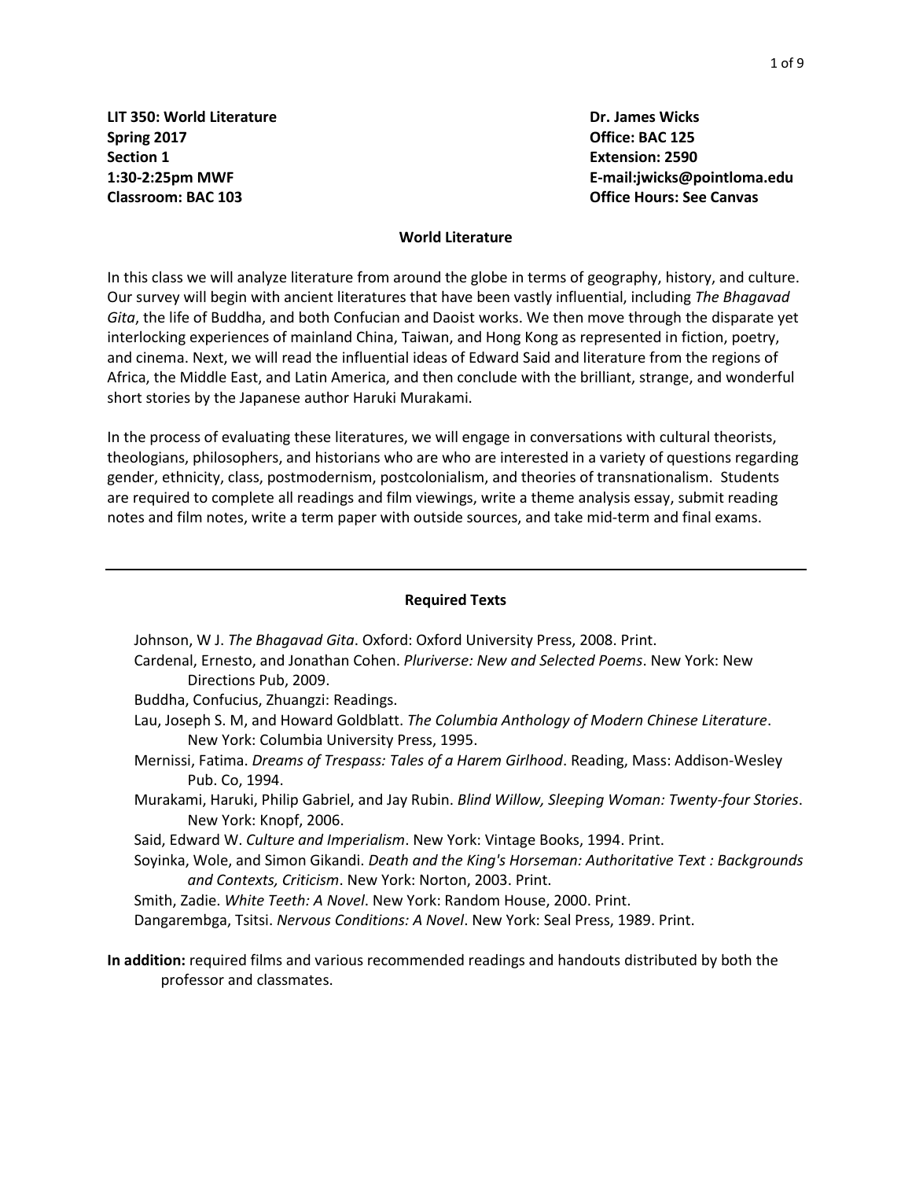**LIT 350: World Literature**
**Spring 2017**
**Section 1**
**1:30-2:25pm MWF**
**Classroom: BAC 103**

**Dr. James Wicks**
**Office: BAC 125**
**Extension: 2590**
**E-mail:jwicks@pointloma.edu**
**Office Hours: See Canvas**

## World Literature

In this class we will analyze literature from around the globe in terms of geography, history, and culture. Our survey will begin with ancient literatures that have been vastly influential, including *The Bhagavad Gita*, the life of Buddha, and both Confucian and Daoist works. We then move through the disparate yet interlocking experiences of mainland China, Taiwan, and Hong Kong as represented in fiction, poetry, and cinema. Next, we will read the influential ideas of Edward Said and literature from the regions of Africa, the Middle East, and Latin America, and then conclude with the brilliant, strange, and wonderful short stories by the Japanese author Haruki Murakami.

In the process of evaluating these literatures, we will engage in conversations with cultural theorists, theologians, philosophers, and historians who are who are interested in a variety of questions regarding gender, ethnicity, class, postmodernism, postcolonialism, and theories of transnationalism. Students are required to complete all readings and film viewings, write a theme analysis essay, submit reading notes and film notes, write a term paper with outside sources, and take mid-term and final exams.

---

## Required Texts

Johnson, W J. *The Bhagavad Gita*. Oxford: Oxford University Press, 2008. Print.

Cardenal, Ernesto, and Jonathan Cohen. *Pluriverse: New and Selected Poems*. New York: New Directions Pub, 2009.

Buddha, Confucius, Zhuangzi: Readings.

Lau, Joseph S. M, and Howard Goldblatt. *The Columbia Anthology of Modern Chinese Literature*. New York: Columbia University Press, 1995.

Mernissi, Fatima. *Dreams of Trespass: Tales of a Harem Girlhood*. Reading, Mass: Addison-Wesley Pub. Co, 1994.

Murakami, Haruki, Philip Gabriel, and Jay Rubin. *Blind Willow, Sleeping Woman: Twenty-four Stories*. New York: Knopf, 2006.

Said, Edward W. *Culture and Imperialism*. New York: Vintage Books, 1994. Print.

Soyinka, Wole, and Simon Gikandi. *Death and the King's Horseman: Authoritative Text : Backgrounds and Contexts, Criticism*. New York: Norton, 2003. Print.

Smith, Zadie. *White Teeth: A Novel*. New York: Random House, 2000. Print.

Dangarembga, Tsitsi. *Nervous Conditions: A Novel*. New York: Seal Press, 1989. Print.

**In addition:** required films and various recommended readings and handouts distributed by both the professor and classmates.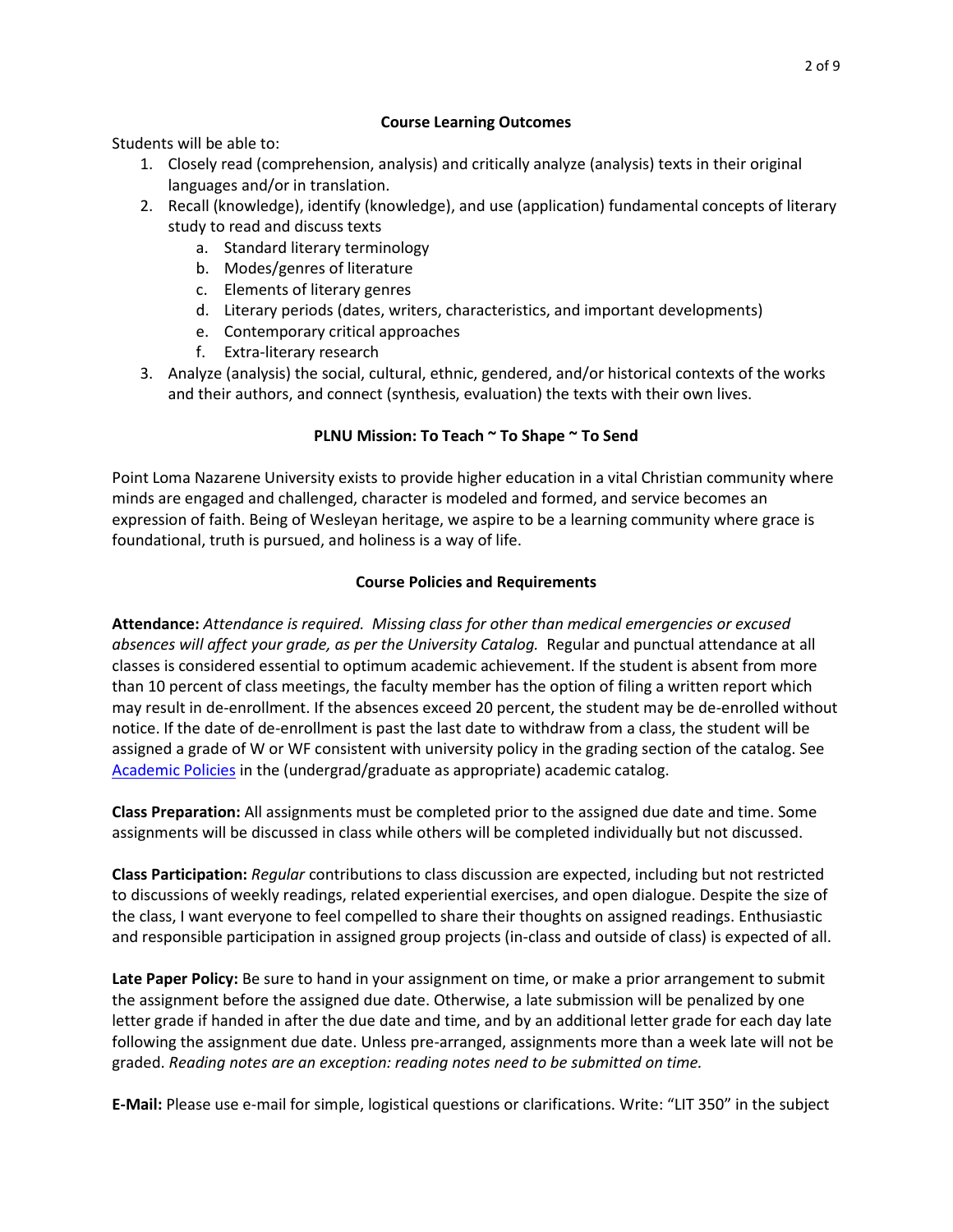**Course Learning Outcomes**

Students will be able to:

1. Closely read (comprehension, analysis) and critically analyze (analysis) texts in their original languages and/or in translation.
2. Recall (knowledge), identify (knowledge), and use (application) fundamental concepts of literary study to read and discuss texts
   a. Standard literary terminology
   b. Modes/genres of literature
   c. Elements of literary genres
   d. Literary periods (dates, writers, characteristics, and important developments)
   e. Contemporary critical approaches
   f. Extra-literary research
3. Analyze (analysis) the social, cultural, ethnic, gendered, and/or historical contexts of the works and their authors, and connect (synthesis, evaluation) the texts with their own lives.

**PLNU Mission: To Teach ~ To Shape ~ To Send**

Point Loma Nazarene University exists to provide higher education in a vital Christian community where minds are engaged and challenged, character is modeled and formed, and service becomes an expression of faith. Being of Wesleyan heritage, we aspire to be a learning community where grace is foundational, truth is pursued, and holiness is a way of life.

**Course Policies and Requirements**

**Attendance:** *Attendance is required. Missing class for other than medical emergencies or excused absences will affect your grade, as per the University Catalog.* Regular and punctual attendance at all classes is considered essential to optimum academic achievement. If the student is absent from more than 10 percent of class meetings, the faculty member has the option of filing a written report which may result in de-enrollment. If the absences exceed 20 percent, the student may be de-enrolled without notice. If the date of de-enrollment is past the last date to withdraw from a class, the student will be assigned a grade of W or WF consistent with university policy in the grading section of the catalog. See Academic Policies in the (undergrad/graduate as appropriate) academic catalog.

**Class Preparation:** All assignments must be completed prior to the assigned due date and time. Some assignments will be discussed in class while others will be completed individually but not discussed.

**Class Participation:** *Regular* contributions to class discussion are expected, including but not restricted to discussions of weekly readings, related experiential exercises, and open dialogue. Despite the size of the class, I want everyone to feel compelled to share their thoughts on assigned readings. Enthusiastic and responsible participation in assigned group projects (in-class and outside of class) is expected of all.

**Late Paper Policy:** Be sure to hand in your assignment on time, or make a prior arrangement to submit the assignment before the assigned due date. Otherwise, a late submission will be penalized by one letter grade if handed in after the due date and time, and by an additional letter grade for each day late following the assignment due date. Unless pre-arranged, assignments more than a week late will not be graded. *Reading notes are an exception: reading notes need to be submitted on time.*

**E-Mail:** Please use e-mail for simple, logistical questions or clarifications. Write: "LIT 350" in the subject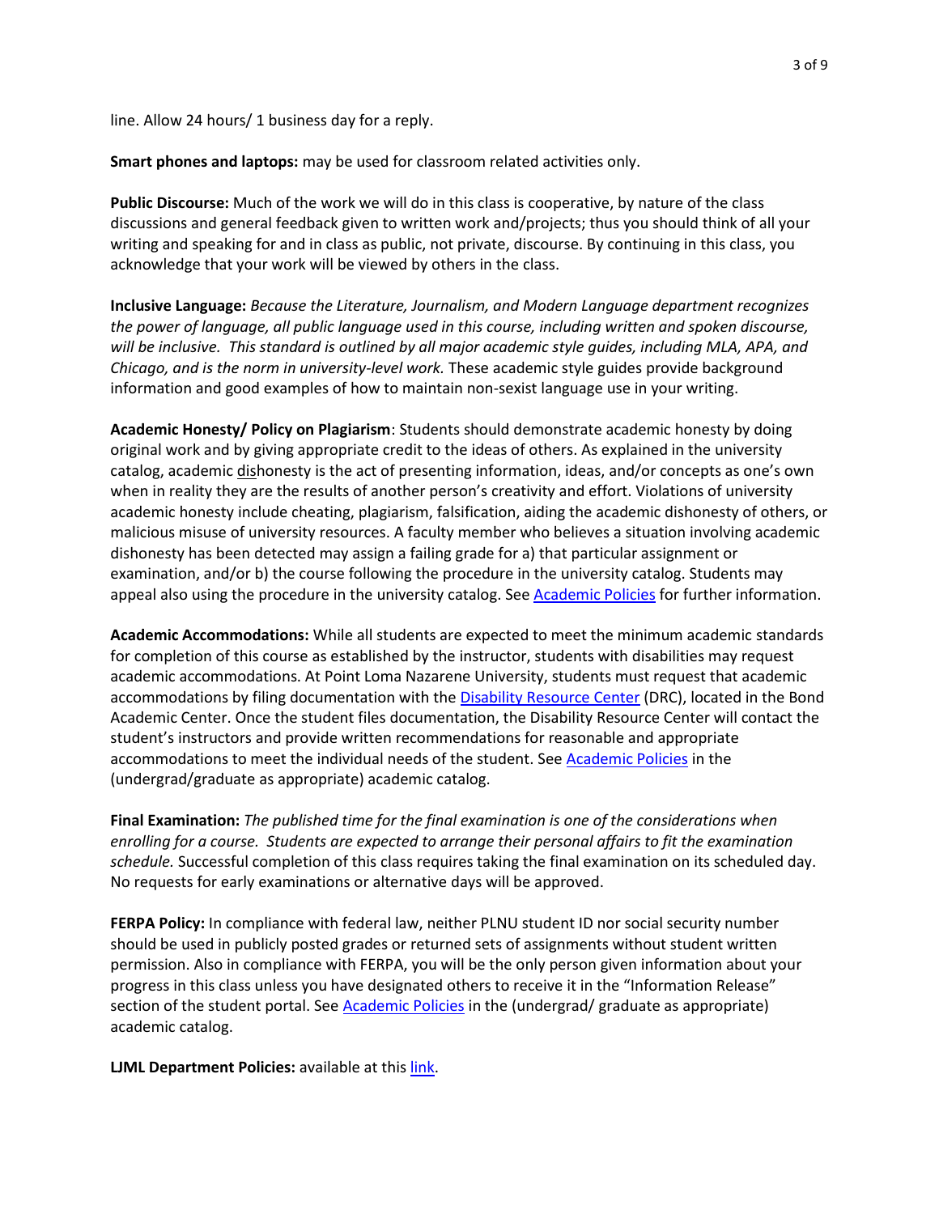line. Allow 24 hours/ 1 business day for a reply.

**Smart phones and laptops:** may be used for classroom related activities only.

**Public Discourse:** Much of the work we will do in this class is cooperative, by nature of the class discussions and general feedback given to written work and/projects; thus you should think of all your writing and speaking for and in class as public, not private, discourse. By continuing in this class, you acknowledge that your work will be viewed by others in the class.

**Inclusive Language:** *Because the Literature, Journalism, and Modern Language department recognizes the power of language, all public language used in this course, including written and spoken discourse, will be inclusive. This standard is outlined by all major academic style guides, including MLA, APA, and Chicago, and is the norm in university-level work.* These academic style guides provide background information and good examples of how to maintain non-sexist language use in your writing.

**Academic Honesty/ Policy on Plagiarism**: Students should demonstrate academic honesty by doing original work and by giving appropriate credit to the ideas of others. As explained in the university catalog, academic dishonesty is the act of presenting information, ideas, and/or concepts as one's own when in reality they are the results of another person's creativity and effort. Violations of university academic honesty include cheating, plagiarism, falsification, aiding the academic dishonesty of others, or malicious misuse of university resources. A faculty member who believes a situation involving academic dishonesty has been detected may assign a failing grade for a) that particular assignment or examination, and/or b) the course following the procedure in the university catalog. Students may appeal also using the procedure in the university catalog. See Academic Policies for further information.

**Academic Accommodations:** While all students are expected to meet the minimum academic standards for completion of this course as established by the instructor, students with disabilities may request academic accommodations. At Point Loma Nazarene University, students must request that academic accommodations by filing documentation with the Disability Resource Center (DRC), located in the Bond Academic Center. Once the student files documentation, the Disability Resource Center will contact the student's instructors and provide written recommendations for reasonable and appropriate accommodations to meet the individual needs of the student. See Academic Policies in the (undergrad/graduate as appropriate) academic catalog.

**Final Examination:** *The published time for the final examination is one of the considerations when enrolling for a course. Students are expected to arrange their personal affairs to fit the examination schedule.* Successful completion of this class requires taking the final examination on its scheduled day. No requests for early examinations or alternative days will be approved.

**FERPA Policy:** In compliance with federal law, neither PLNU student ID nor social security number should be used in publicly posted grades or returned sets of assignments without student written permission. Also in compliance with FERPA, you will be the only person given information about your progress in this class unless you have designated others to receive it in the "Information Release" section of the student portal. See Academic Policies in the (undergrad/ graduate as appropriate) academic catalog.

**LJML Department Policies:** available at this link.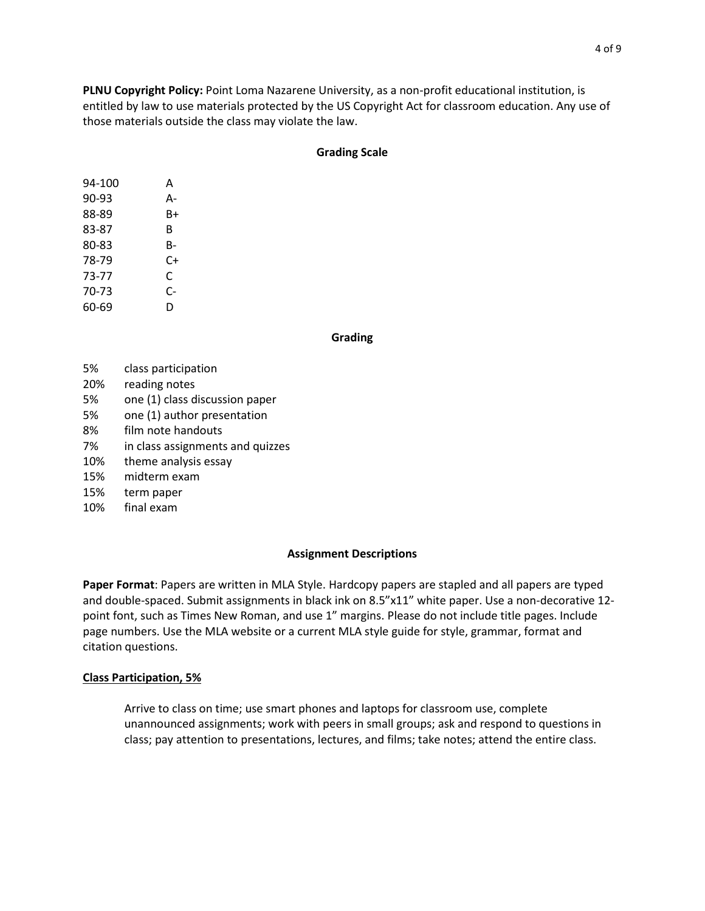**PLNU Copyright Policy:** Point Loma Nazarene University, as a non-profit educational institution, is entitled by law to use materials protected by the US Copyright Act for classroom education. Any use of those materials outside the class may violate the law.

## Grading Scale

| | |
|---|---|
| 94-100 | A |
| 90-93 | A- |
| 88-89 | B+ |
| 83-87 | B |
| 80-83 | B- |
| 78-79 | C+ |
| 73-77 | C |
| 70-73 | C- |
| 60-69 | D |

## Grading

| | |
|---|---|
| 5% | class participation |
| 20% | reading notes |
| 5% | one (1) class discussion paper |
| 5% | one (1) author presentation |
| 8% | film note handouts |
| 7% | in class assignments and quizzes |
| 10% | theme analysis essay |
| 15% | midterm exam |
| 15% | term paper |
| 10% | final exam |

## Assignment Descriptions

**Paper Format**: Papers are written in MLA Style. Hardcopy papers are stapled and all papers are typed and double-spaced. Submit assignments in black ink on 8.5"x11" white paper. Use a non-decorative 12-point font, such as Times New Roman, and use 1" margins. Please do not include title pages. Include page numbers. Use the MLA website or a current MLA style guide for style, grammar, format and citation questions.

**<u>Class Participation, 5%</u>**

Arrive to class on time; use smart phones and laptops for classroom use, complete unannounced assignments; work with peers in small groups; ask and respond to questions in class; pay attention to presentations, lectures, and films; take notes; attend the entire class.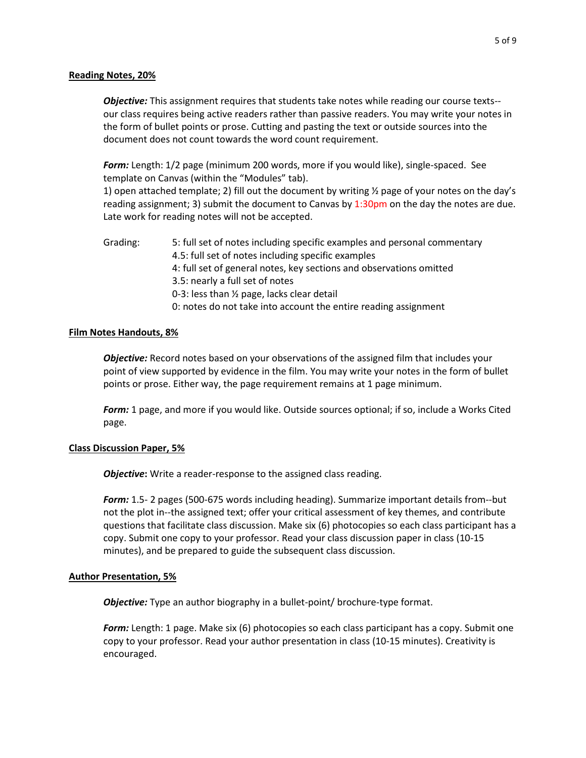## Reading Notes, 20%

***Objective:*** This assignment requires that students take notes while reading our course texts--our class requires being active readers rather than passive readers. You may write your notes in the form of bullet points or prose. Cutting and pasting the text or outside sources into the document does not count towards the word count requirement.

***Form:*** Length: 1/2 page (minimum 200 words, more if you would like), single-spaced. See template on Canvas (within the "Modules" tab).
1) open attached template; 2) fill out the document by writing ½ page of your notes on the day's reading assignment; 3) submit the document to Canvas by 1:30pm on the day the notes are due. Late work for reading notes will not be accepted.

Grading:
- 5: full set of notes including specific examples and personal commentary
- 4.5: full set of notes including specific examples
- 4: full set of general notes, key sections and observations omitted
- 3.5: nearly a full set of notes
- 0-3: less than ½ page, lacks clear detail
- 0: notes do not take into account the entire reading assignment

## Film Notes Handouts, 8%

***Objective:*** Record notes based on your observations of the assigned film that includes your point of view supported by evidence in the film. You may write your notes in the form of bullet points or prose. Either way, the page requirement remains at 1 page minimum.

***Form:*** 1 page, and more if you would like. Outside sources optional; if so, include a Works Cited page.

## Class Discussion Paper, 5%

***Objective*:** Write a reader-response to the assigned class reading.

***Form:*** 1.5- 2 pages (500-675 words including heading). Summarize important details from--but not the plot in--the assigned text; offer your critical assessment of key themes, and contribute questions that facilitate class discussion. Make six (6) photocopies so each class participant has a copy. Submit one copy to your professor. Read your class discussion paper in class (10-15 minutes), and be prepared to guide the subsequent class discussion.

## Author Presentation, 5%

***Objective:*** Type an author biography in a bullet-point/ brochure-type format.

***Form:*** Length: 1 page. Make six (6) photocopies so each class participant has a copy. Submit one copy to your professor. Read your author presentation in class (10-15 minutes). Creativity is encouraged.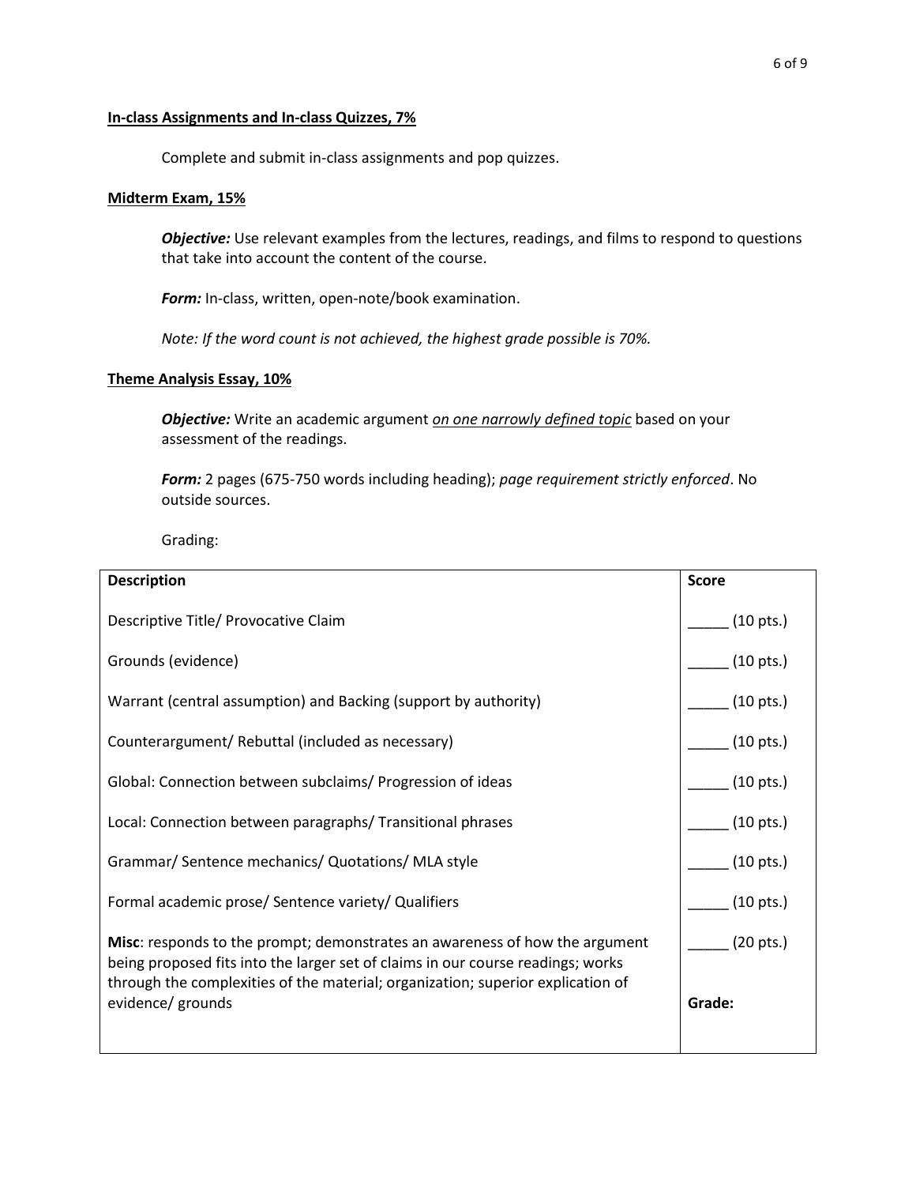**<u>In-class Assignments and In-class Quizzes, 7%</u>**

Complete and submit in-class assignments and pop quizzes.

**<u>Midterm Exam, 15%</u>**

***Objective:*** Use relevant examples from the lectures, readings, and films to respond to questions that take into account the content of the course.

***Form:*** In-class, written, open-note/book examination.

*Note: If the word count is not achieved, the highest grade possible is 70%.*

**<u>Theme Analysis Essay, 10%</u>**

***Objective:*** Write an academic argument <u>*on one narrowly defined topic*</u> based on your assessment of the readings.

***Form:*** 2 pages (675-750 words including heading); *page requirement strictly enforced*. No outside sources.

Grading:

| **Description** | **Score** |
|---|---|
| Descriptive Title/ Provocative Claim | _____ (10 pts.) |
| Grounds (evidence) | _____ (10 pts.) |
| Warrant (central assumption) and Backing (support by authority) | _____ (10 pts.) |
| Counterargument/ Rebuttal (included as necessary) | _____ (10 pts.) |
| Global: Connection between subclaims/ Progression of ideas | _____ (10 pts.) |
| Local: Connection between paragraphs/ Transitional phrases | _____ (10 pts.) |
| Grammar/ Sentence mechanics/ Quotations/ MLA style | _____ (10 pts.) |
| Formal academic prose/ Sentence variety/ Qualifiers | _____ (10 pts.) |
| **Misc**: responds to the prompt; demonstrates an awareness of how the argument being proposed fits into the larger set of claims in our course readings; works through the complexities of the material; organization; superior explication of evidence/ grounds | _____ (20 pts.)<br><br>**Grade:** |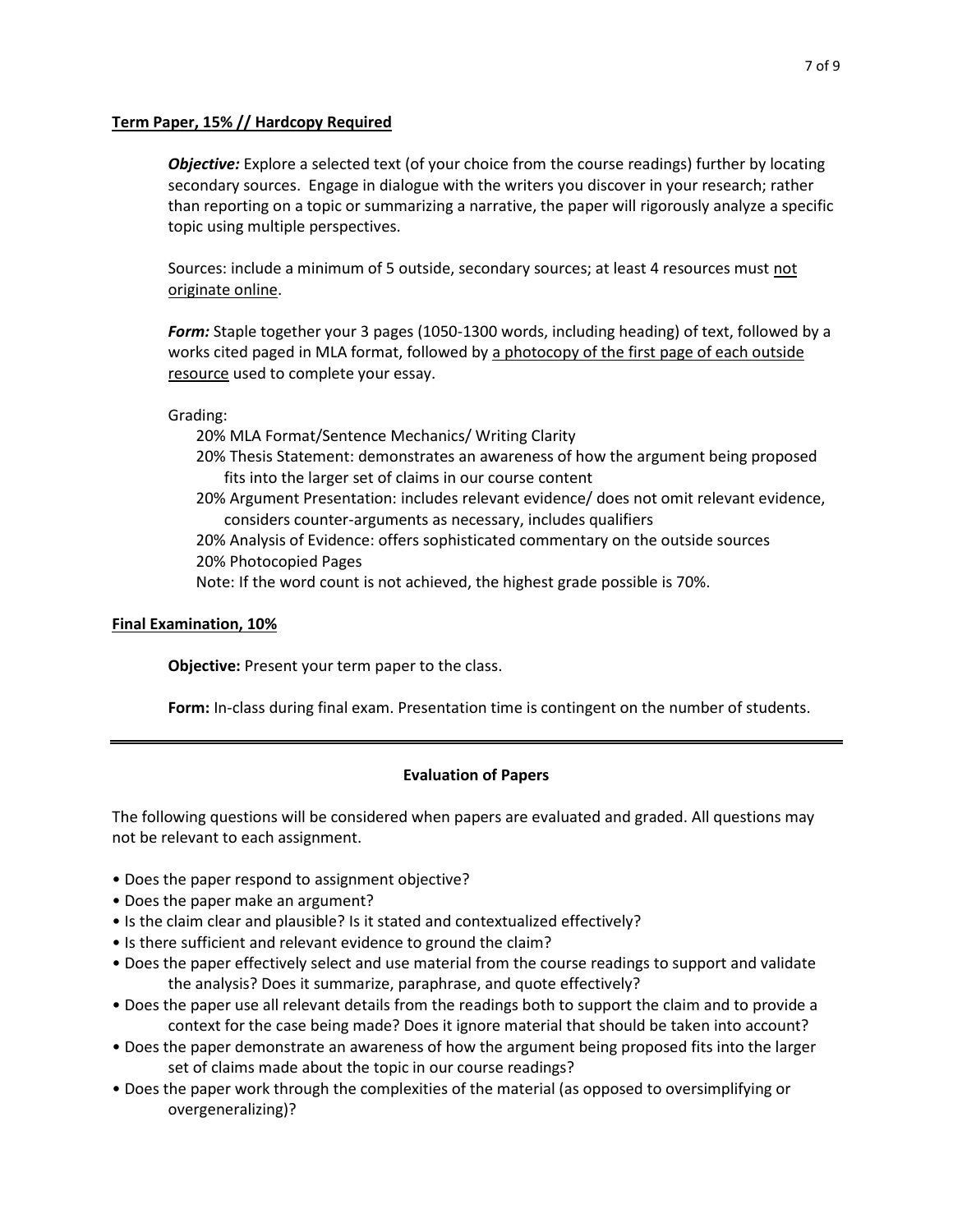## Term Paper, 15% // Hardcopy Required

***Objective:*** Explore a selected text (of your choice from the course readings) further by locating secondary sources. Engage in dialogue with the writers you discover in your research; rather than reporting on a topic or summarizing a narrative, the paper will rigorously analyze a specific topic using multiple perspectives.

Sources: include a minimum of 5 outside, secondary sources; at least 4 resources must not originate online.

***Form:*** Staple together your 3 pages (1050-1300 words, including heading) of text, followed by a works cited paged in MLA format, followed by a photocopy of the first page of each outside resource used to complete your essay.

Grading:

- 20% MLA Format/Sentence Mechanics/ Writing Clarity
- 20% Thesis Statement: demonstrates an awareness of how the argument being proposed fits into the larger set of claims in our course content
- 20% Argument Presentation: includes relevant evidence/ does not omit relevant evidence, considers counter-arguments as necessary, includes qualifiers
- 20% Analysis of Evidence: offers sophisticated commentary on the outside sources
- 20% Photocopied Pages

Note: If the word count is not achieved, the highest grade possible is 70%.

## Final Examination, 10%

**Objective:** Present your term paper to the class.

**Form:** In-class during final exam. Presentation time is contingent on the number of students.

---

### Evaluation of Papers

The following questions will be considered when papers are evaluated and graded. All questions may not be relevant to each assignment.

- Does the paper respond to assignment objective?
- Does the paper make an argument?
- Is the claim clear and plausible? Is it stated and contextualized effectively?
- Is there sufficient and relevant evidence to ground the claim?
- Does the paper effectively select and use material from the course readings to support and validate the analysis? Does it summarize, paraphrase, and quote effectively?
- Does the paper use all relevant details from the readings both to support the claim and to provide a context for the case being made? Does it ignore material that should be taken into account?
- Does the paper demonstrate an awareness of how the argument being proposed fits into the larger set of claims made about the topic in our course readings?
- Does the paper work through the complexities of the material (as opposed to oversimplifying or overgeneralizing)?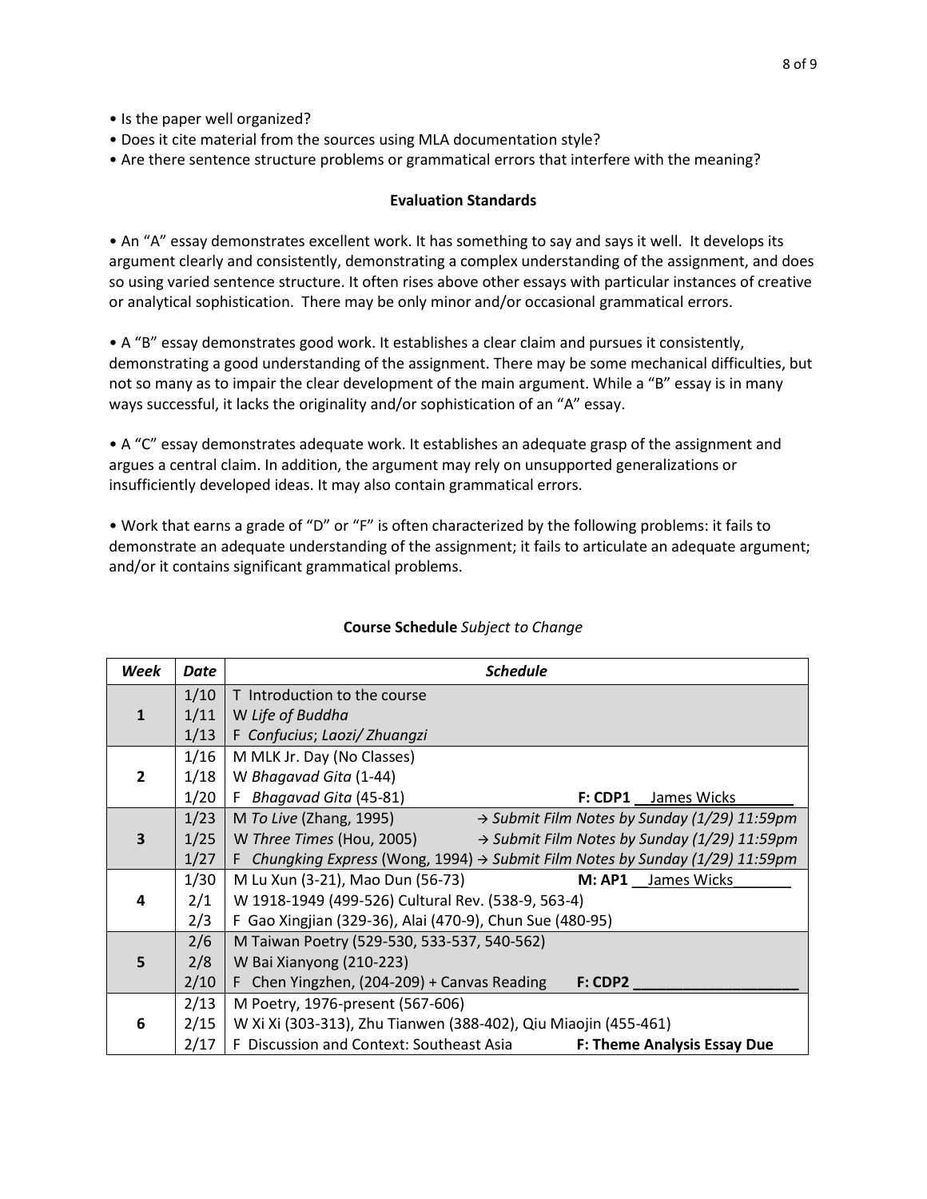- Is the paper well organized?
- Does it cite material from the sources using MLA documentation style?
- Are there sentence structure problems or grammatical errors that interfere with the meaning?

**Evaluation Standards**

- An "A" essay demonstrates excellent work. It has something to say and says it well. It develops its argument clearly and consistently, demonstrating a complex understanding of the assignment, and does so using varied sentence structure. It often rises above other essays with particular instances of creative or analytical sophistication. There may be only minor and/or occasional grammatical errors.

- A "B" essay demonstrates good work. It establishes a clear claim and pursues it consistently, demonstrating a good understanding of the assignment. There may be some mechanical difficulties, but not so many as to impair the clear development of the main argument. While a "B" essay is in many ways successful, it lacks the originality and/or sophistication of an "A" essay.

- A "C" essay demonstrates adequate work. It establishes an adequate grasp of the assignment and argues a central claim. In addition, the argument may rely on unsupported generalizations or insufficiently developed ideas. It may also contain grammatical errors.

- Work that earns a grade of "D" or "F" is often characterized by the following problems: it fails to demonstrate an adequate understanding of the assignment; it fails to articulate an adequate argument; and/or it contains significant grammatical problems.

**Course Schedule** *Subject to Change*

| *Week* | *Date* | *Schedule* | |
|---|---|---|---|
| 1 | 1/10 | T Introduction to the course | |
| | 1/11 | W *Life of Buddha* | |
| | 1/13 | F *Confucius*; *Laozi/ Zhuangzi* | |
| 2 | 1/16 | M MLK Jr. Day (No Classes) | |
| | 1/18 | W *Bhagavad Gita* (1-44) | |
| | 1/20 | F *Bhagavad Gita* (45-81) | **F: CDP1** __James Wicks_______ |
| 3 | 1/23 | M *To Live* (Zhang, 1995) | → *Submit Film Notes by Sunday (1/29) 11:59pm* |
| | 1/25 | W *Three Times* (Hou, 2005) | → *Submit Film Notes by Sunday (1/29) 11:59pm* |
| | 1/27 | F *Chungking Express* (Wong, 1994) | → *Submit Film Notes by Sunday (1/29) 11:59pm* |
| 4 | 1/30 | M Lu Xun (3-21), Mao Dun (56-73) | **M: AP1** __James Wicks_______ |
| | 2/1 | W 1918-1949 (499-526) Cultural Rev. (538-9, 563-4) | |
| | 2/3 | F Gao Xingjian (329-36), Alai (470-9), Chun Sue (480-95) | |
| 5 | 2/6 | M Taiwan Poetry (529-530, 533-537, 540-562) | |
| | 2/8 | W Bai Xianyong (210-223) | |
| | 2/10 | F Chen Yingzhen, (204-209) + Canvas Reading | **F: CDP2** ____________________ |
| 6 | 2/13 | M Poetry, 1976-present (567-606) | |
| | 2/15 | W Xi Xi (303-313), Zhu Tianwen (388-402), Qiu Miaojin (455-461) | |
| | 2/17 | F Discussion and Context: Southeast Asia | **F: Theme Analysis Essay Due** |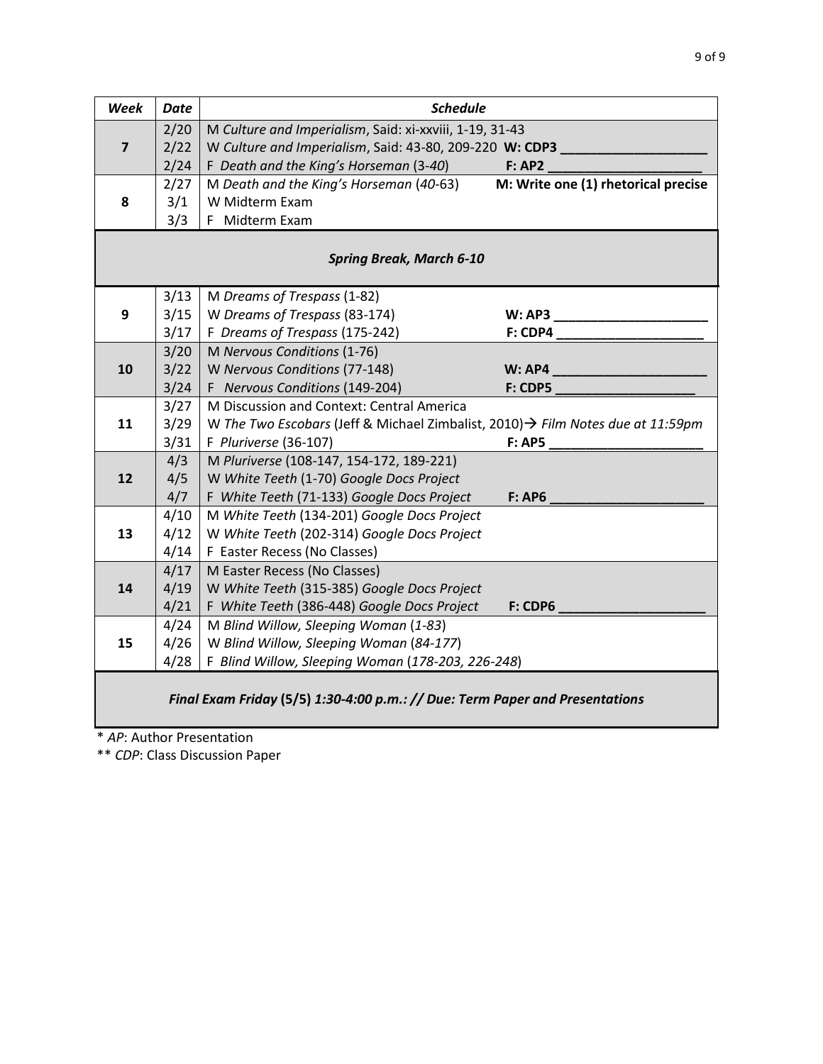| *Week* | *Date* | *Schedule* |
|---|---|---|
| **7** | 2/20 | M *Culture and Imperialism*, Said: xi-xxviii, 1-19, 31-43 |
| | 2/22 | W *Culture and Imperialism*, Said: 43-80, 209-220 **W: CDP3 ____________________** |
| | 2/24 | F *Death and the King's Horseman* (3-*40*) **F: AP2 ____________________** |
| **8** | 2/27 | M *Death and the King's Horseman* (*40*-63) **M: Write one (1) rhetorical precise** |
| | 3/1 | W Midterm Exam |
| | 3/3 | F Midterm Exam |
| | | ***Spring Break, March 6-10*** |
| **9** | 3/13 | M *Dreams of Trespass* (1-82) |
| | 3/15 | W *Dreams of Trespass* (83-174) **W: AP3 ____________________** |
| | 3/17 | F *Dreams of Trespass* (175-242) **F: CDP4 ____________________** |
| **10** | 3/20 | M *Nervous Conditions* (1-76) |
| | 3/22 | W *Nervous Conditions* (77-148) **W: AP4 ____________________** |
| | 3/24 | F *Nervous Conditions* (149-204) **F: CDP5 ____________________** |
| **11** | 3/27 | M Discussion and Context: Central America |
| | 3/29 | W *The Two Escobars* (Jeff & Michael Zimbalist, 2010)→ *Film Notes due at 11:59pm* |
| | 3/31 | F *Pluriverse* (36-107) **F: AP5 ____________________** |
| **12** | 4/3 | M *Pluriverse* (108-147, 154-172, 189-221) |
| | 4/5 | W *White Teeth* (1-70) *Google Docs Project* |
| | 4/7 | F *White Teeth* (71-133) *Google Docs Project* **F: AP6 ____________________** |
| **13** | 4/10 | M *White Teeth* (134-201) *Google Docs Project* |
| | 4/12 | W *White Teeth* (202-314) *Google Docs Project* |
| | 4/14 | F Easter Recess (No Classes) |
| **14** | 4/17 | M Easter Recess (No Classes) |
| | 4/19 | W *White Teeth* (315-385) *Google Docs Project* |
| | 4/21 | F *White Teeth* (386-448) *Google Docs Project* **F: CDP6 ____________________** |
| **15** | 4/24 | M *Blind Willow, Sleeping Woman* (*1-83*) |
| | 4/26 | W *Blind Willow, Sleeping Woman* (*84-177*) |
| | 4/28 | F *Blind Willow, Sleeping Woman* (*178-203, 226-248*) |
| | | ***Final Exam Friday* (5/5) *1:30-4:00 p.m.: // Due: Term Paper and Presentations*** |

\* *AP*: Author Presentation

\*\* *CDP*: Class Discussion Paper